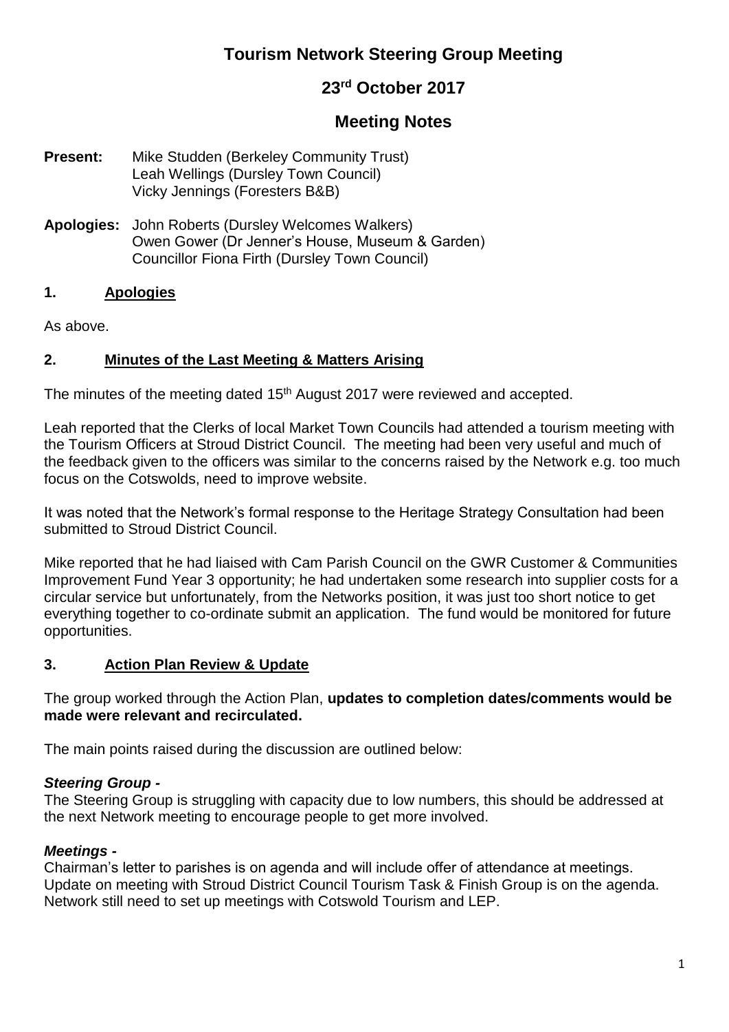# Tourism Network Steering Group Meeting

## 23rd October 2017

## Meeting Notes

**Present:** Mike Studden (Berkeley Community Trust)
Leah Wellings (Dursley Town Council)
Vicky Jennings (Foresters B&B)

**Apologies:** John Roberts (Dursley Welcomes Walkers)
Owen Gower (Dr Jenner's House, Museum & Garden)
Councillor Fiona Firth (Dursley Town Council)

### 1. Apologies

As above.

### 2. Minutes of the Last Meeting & Matters Arising

The minutes of the meeting dated 15th August 2017 were reviewed and accepted.

Leah reported that the Clerks of local Market Town Councils had attended a tourism meeting with the Tourism Officers at Stroud District Council. The meeting had been very useful and much of the feedback given to the officers was similar to the concerns raised by the Network e.g. too much focus on the Cotswolds, need to improve website.

It was noted that the Network's formal response to the Heritage Strategy Consultation had been submitted to Stroud District Council.

Mike reported that he had liaised with Cam Parish Council on the GWR Customer & Communities Improvement Fund Year 3 opportunity; he had undertaken some research into supplier costs for a circular service but unfortunately, from the Networks position, it was just too short notice to get everything together to co-ordinate submit an application. The fund would be monitored for future opportunities.

### 3. Action Plan Review & Update

The group worked through the Action Plan, **updates to completion dates/comments would be made were relevant and recirculated.**

The main points raised during the discussion are outlined below:

***Steering Group -***
The Steering Group is struggling with capacity due to low numbers, this should be addressed at the next Network meeting to encourage people to get more involved.

***Meetings -***
Chairman's letter to parishes is on agenda and will include offer of attendance at meetings.
Update on meeting with Stroud District Council Tourism Task & Finish Group is on the agenda.
Network still need to set up meetings with Cotswold Tourism and LEP.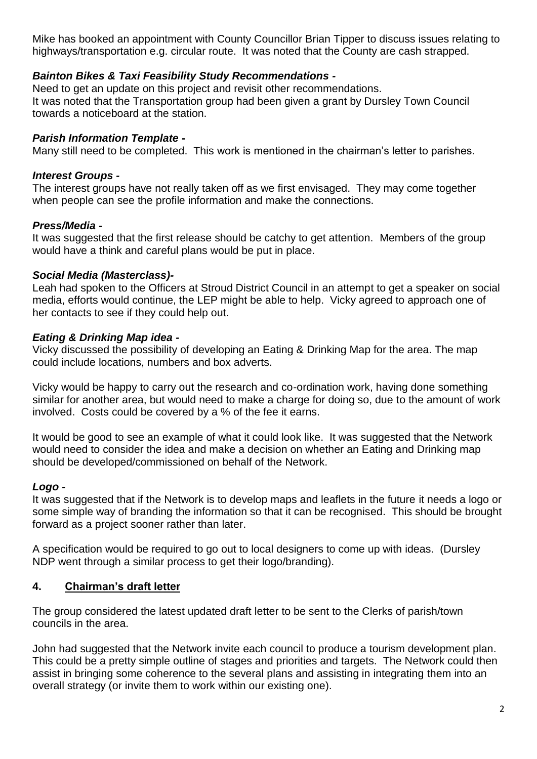Mike has booked an appointment with County Councillor Brian Tipper to discuss issues relating to highways/transportation e.g. circular route. It was noted that the County are cash strapped.

***Bainton Bikes & Taxi Feasibility Study Recommendations -***

Need to get an update on this project and revisit other recommendations.
It was noted that the Transportation group had been given a grant by Dursley Town Council towards a noticeboard at the station.

***Parish Information Template -***

Many still need to be completed. This work is mentioned in the chairman's letter to parishes.

***Interest Groups -***

The interest groups have not really taken off as we first envisaged. They may come together when people can see the profile information and make the connections.

***Press/Media -***

It was suggested that the first release should be catchy to get attention. Members of the group would have a think and careful plans would be put in place.

***Social Media (Masterclass)-***

Leah had spoken to the Officers at Stroud District Council in an attempt to get a speaker on social media, efforts would continue, the LEP might be able to help. Vicky agreed to approach one of her contacts to see if they could help out.

***Eating & Drinking Map idea -***

Vicky discussed the possibility of developing an Eating & Drinking Map for the area. The map could include locations, numbers and box adverts.

Vicky would be happy to carry out the research and co-ordination work, having done something similar for another area, but would need to make a charge for doing so, due to the amount of work involved. Costs could be covered by a % of the fee it earns.

It would be good to see an example of what it could look like. It was suggested that the Network would need to consider the idea and make a decision on whether an Eating and Drinking map should be developed/commissioned on behalf of the Network.

***Logo -***

It was suggested that if the Network is to develop maps and leaflets in the future it needs a logo or some simple way of branding the information so that it can be recognised. This should be brought forward as a project sooner rather than later.

A specification would be required to go out to local designers to come up with ideas. (Dursley NDP went through a similar process to get their logo/branding).

## 4. Chairman's draft letter

The group considered the latest updated draft letter to be sent to the Clerks of parish/town councils in the area.

John had suggested that the Network invite each council to produce a tourism development plan. This could be a pretty simple outline of stages and priorities and targets. The Network could then assist in bringing some coherence to the several plans and assisting in integrating them into an overall strategy (or invite them to work within our existing one).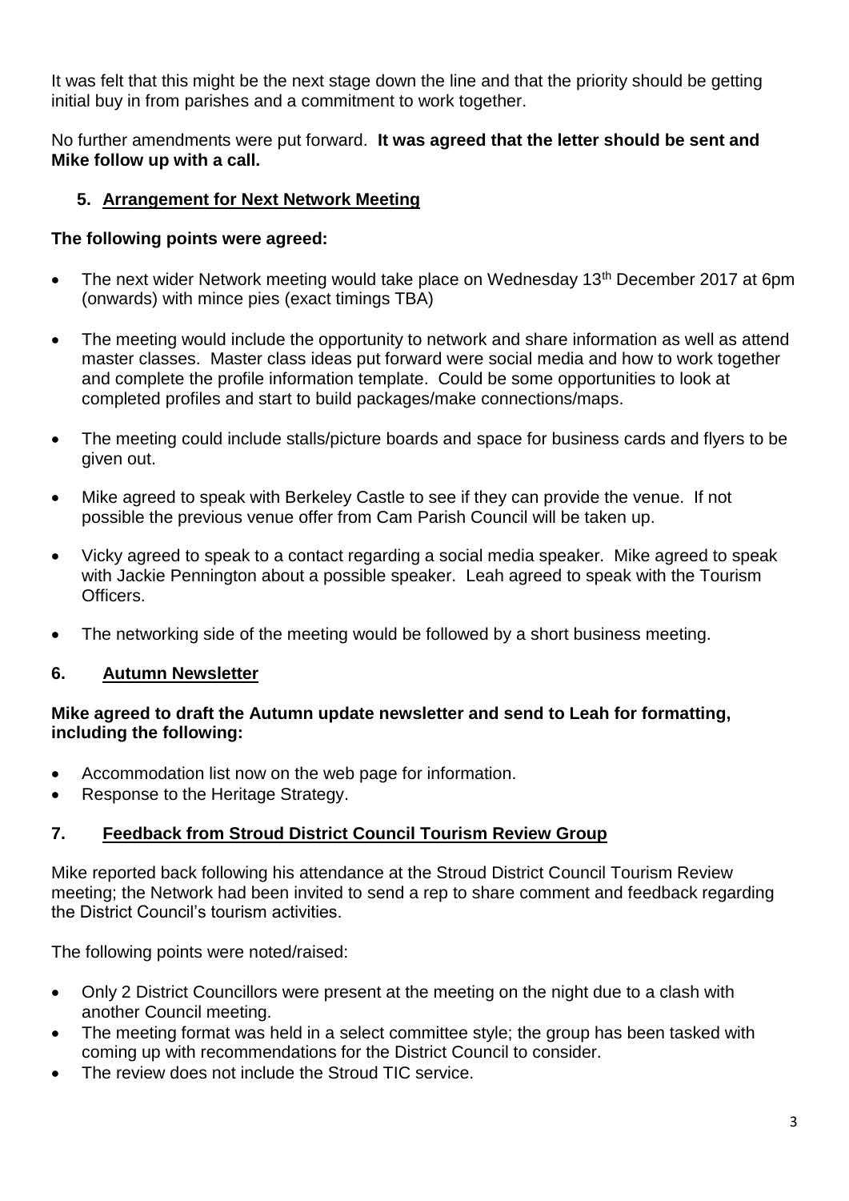It was felt that this might be the next stage down the line and that the priority should be getting initial buy in from parishes and a commitment to work together.

No further amendments were put forward. **It was agreed that the letter should be sent and Mike follow up with a call.**

## 5. Arrangement for Next Network Meeting

**The following points were agreed:**

- The next wider Network meeting would take place on Wednesday 13th December 2017 at 6pm (onwards) with mince pies (exact timings TBA)
- The meeting would include the opportunity to network and share information as well as attend master classes. Master class ideas put forward were social media and how to work together and complete the profile information template. Could be some opportunities to look at completed profiles and start to build packages/make connections/maps.
- The meeting could include stalls/picture boards and space for business cards and flyers to be given out.
- Mike agreed to speak with Berkeley Castle to see if they can provide the venue. If not possible the previous venue offer from Cam Parish Council will be taken up.
- Vicky agreed to speak to a contact regarding a social media speaker. Mike agreed to speak with Jackie Pennington about a possible speaker. Leah agreed to speak with the Tourism Officers.
- The networking side of the meeting would be followed by a short business meeting.

## 6. Autumn Newsletter

**Mike agreed to draft the Autumn update newsletter and send to Leah for formatting, including the following:**

- Accommodation list now on the web page for information.
- Response to the Heritage Strategy.

## 7. Feedback from Stroud District Council Tourism Review Group

Mike reported back following his attendance at the Stroud District Council Tourism Review meeting; the Network had been invited to send a rep to share comment and feedback regarding the District Council's tourism activities.

The following points were noted/raised:

- Only 2 District Councillors were present at the meeting on the night due to a clash with another Council meeting.
- The meeting format was held in a select committee style; the group has been tasked with coming up with recommendations for the District Council to consider.
- The review does not include the Stroud TIC service.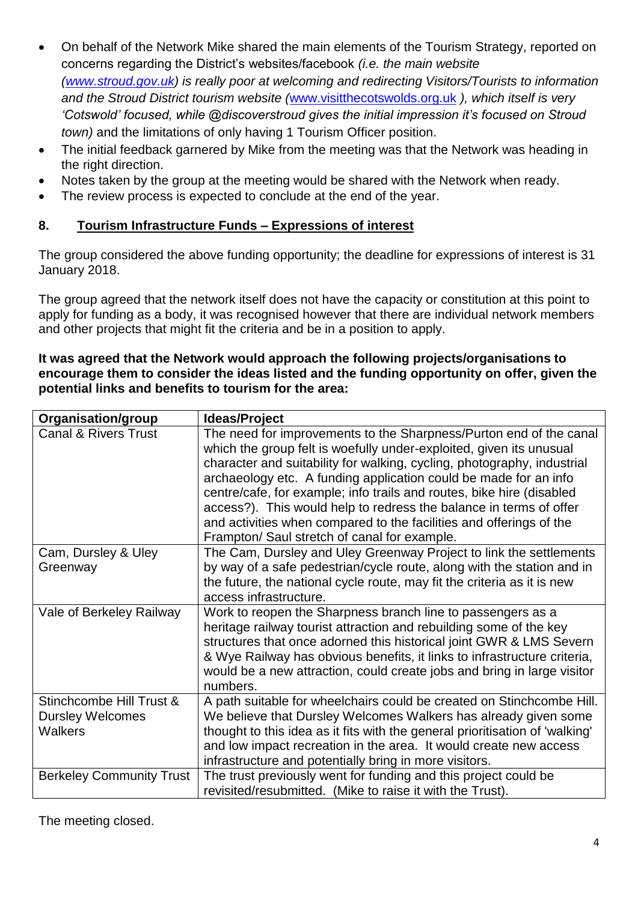- On behalf of the Network Mike shared the main elements of the Tourism Strategy, reported on concerns regarding the District's websites/facebook *(i.e. the main website ([www.stroud.gov.uk](http://www.stroud.gov.uk)) is really poor at welcoming and redirecting Visitors/Tourists to information and the Stroud District tourism website (*[www.visitthecotswolds.org.uk](http://www.visitthecotswolds.org.uk) *), which itself is very 'Cotswold' focused, while @discoverstroud gives the initial impression it's focused on Stroud town)* and the limitations of only having 1 Tourism Officer position.
- The initial feedback garnered by Mike from the meeting was that the Network was heading in the right direction.
- Notes taken by the group at the meeting would be shared with the Network when ready.
- The review process is expected to conclude at the end of the year.

## 8. Tourism Infrastructure Funds – Expressions of interest

The group considered the above funding opportunity; the deadline for expressions of interest is 31 January 2018.

The group agreed that the network itself does not have the capacity or constitution at this point to apply for funding as a body, it was recognised however that there are individual network members and other projects that might fit the criteria and be in a position to apply.

**It was agreed that the Network would approach the following projects/organisations to encourage them to consider the ideas listed and the funding opportunity on offer, given the potential links and benefits to tourism for the area:**

| Organisation/group | Ideas/Project |
|---|---|
| Canal & Rivers Trust | The need for improvements to the Sharpness/Purton end of the canal which the group felt is woefully under-exploited, given its unusual character and suitability for walking, cycling, photography, industrial archaeology etc. A funding application could be made for an info centre/cafe, for example; info trails and routes, bike hire (disabled access?). This would help to redress the balance in terms of offer and activities when compared to the facilities and offerings of the Frampton/ Saul stretch of canal for example. |
| Cam, Dursley & Uley Greenway | The Cam, Dursley and Uley Greenway Project to link the settlements by way of a safe pedestrian/cycle route, along with the station and in the future, the national cycle route, may fit the criteria as it is new access infrastructure. |
| Vale of Berkeley Railway | Work to reopen the Sharpness branch line to passengers as a heritage railway tourist attraction and rebuilding some of the key structures that once adorned this historical joint GWR & LMS Severn & Wye Railway has obvious benefits, it links to infrastructure criteria, would be a new attraction, could create jobs and bring in large visitor numbers. |
| Stinchcombe Hill Trust & Dursley Welcomes Walkers | A path suitable for wheelchairs could be created on Stinchcombe Hill. We believe that Dursley Welcomes Walkers has already given some thought to this idea as it fits with the general prioritisation of 'walking' and low impact recreation in the area. It would create new access infrastructure and potentially bring in more visitors. |
| Berkeley Community Trust | The trust previously went for funding and this project could be revisited/resubmitted. (Mike to raise it with the Trust). |

The meeting closed.